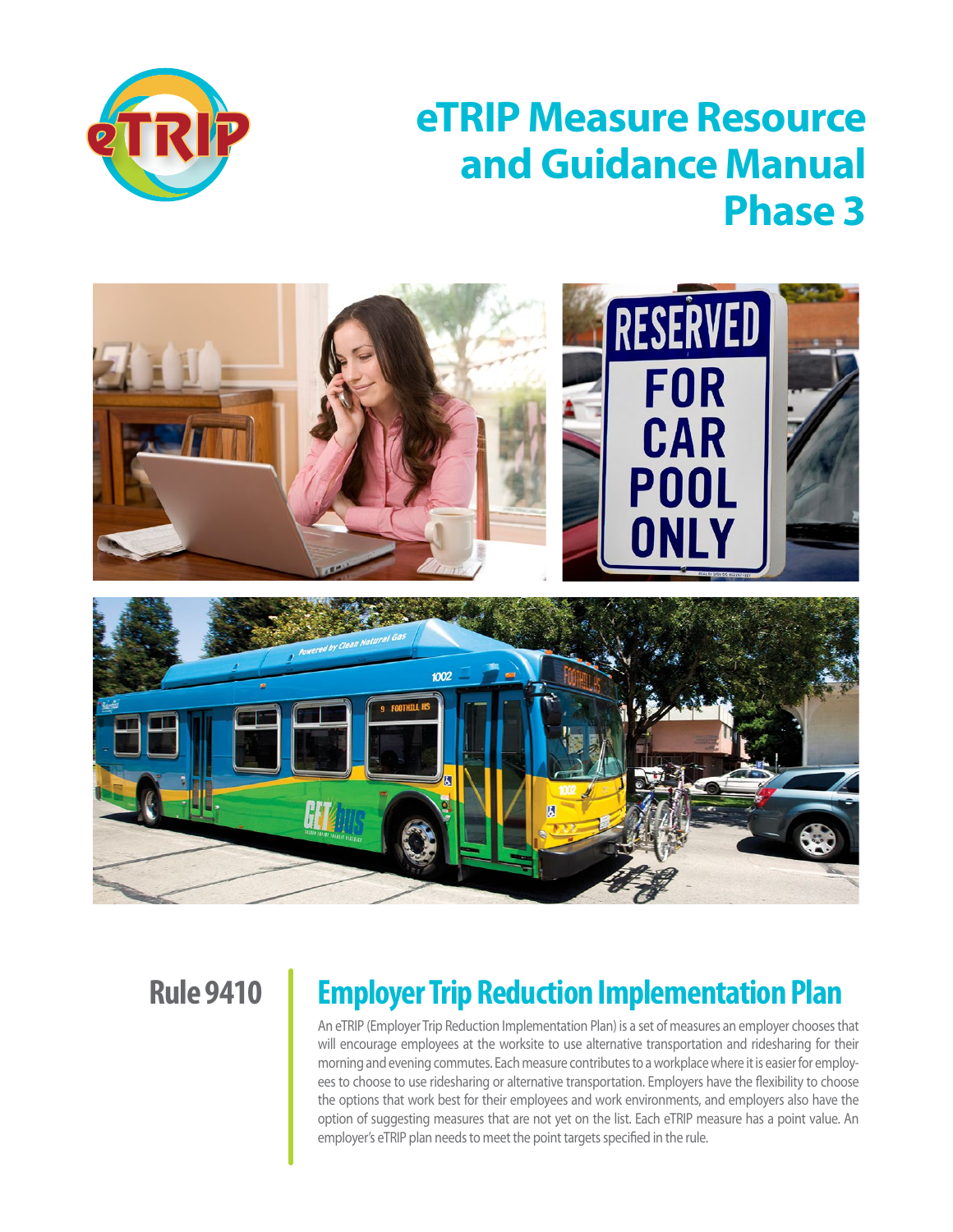# eTRIP Measure Resource and Guidance Manual Phase 3

## Rule 9410

## Employer Trip Reduction Implementation Plan

An eTRIP (Employer Trip Reduction Implementation Plan) is a set of measures an employer chooses that will encourage employees at the worksite to use alternative transportation and ridesharing for their morning and evening commutes. Each measure contributes to a workplace where it is easier for employees to choose to use ridesharing or alternative transportation. Employers have the flexibility to choose the options that work best for their employees and work environments, and employers also have the option of suggesting measures that are not yet on the list. Each eTRIP measure has a point value. An employer's eTRIP plan needs to meet the point targets specified in the rule.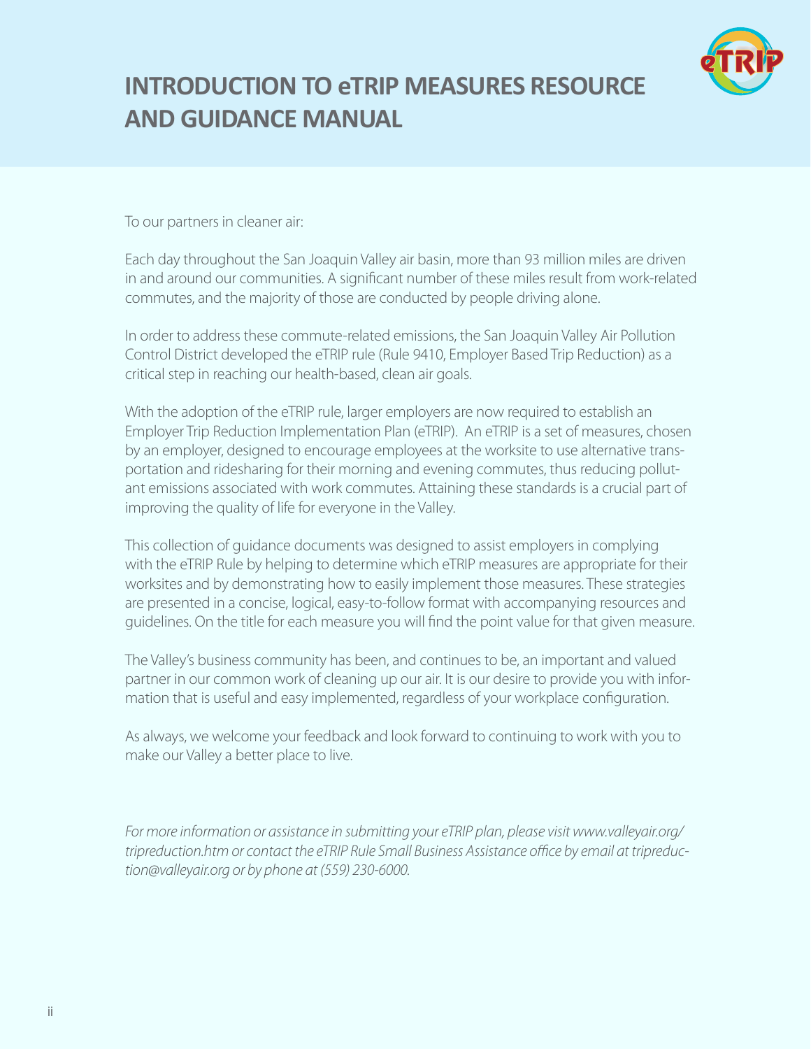# INTRODUCTION TO eTRIP MEASURES RESOURCE AND GUIDANCE MANUAL

To our partners in cleaner air:

Each day throughout the San Joaquin Valley air basin, more than 93 million miles are driven in and around our communities. A significant number of these miles result from work-related commutes, and the majority of those are conducted by people driving alone.

In order to address these commute-related emissions, the San Joaquin Valley Air Pollution Control District developed the eTRIP rule (Rule 9410, Employer Based Trip Reduction) as a critical step in reaching our health-based, clean air goals.

With the adoption of the eTRIP rule, larger employers are now required to establish an Employer Trip Reduction Implementation Plan (eTRIP). An eTRIP is a set of measures, chosen by an employer, designed to encourage employees at the worksite to use alternative transportation and ridesharing for their morning and evening commutes, thus reducing pollutant emissions associated with work commutes. Attaining these standards is a crucial part of improving the quality of life for everyone in the Valley.

This collection of guidance documents was designed to assist employers in complying with the eTRIP Rule by helping to determine which eTRIP measures are appropriate for their worksites and by demonstrating how to easily implement those measures. These strategies are presented in a concise, logical, easy-to-follow format with accompanying resources and guidelines. On the title for each measure you will find the point value for that given measure.

The Valley's business community has been, and continues to be, an important and valued partner in our common work of cleaning up our air. It is our desire to provide you with information that is useful and easy implemented, regardless of your workplace configuration.

As always, we welcome your feedback and look forward to continuing to work with you to make our Valley a better place to live.

*For more information or assistance in submitting your eTRIP plan, please visit www.valleyair.org/tripreduction.htm or contact the eTRIP Rule Small Business Assistance office by email at tripreduction@valleyair.org or by phone at (559) 230-6000.*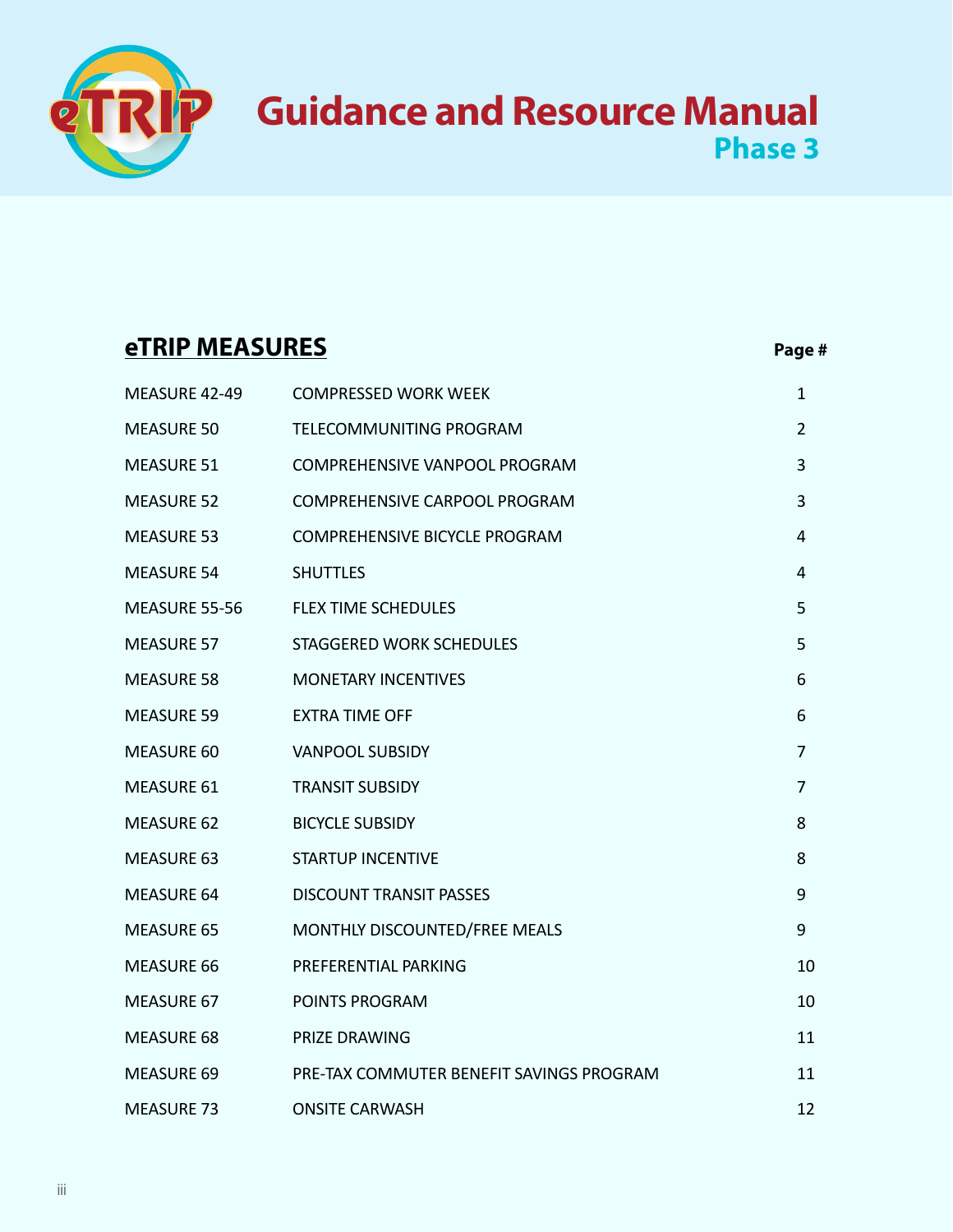# Guidance and Resource Manual

## Phase 3

## eTRIP MEASURES

| | | Page # |
|---|---|---|
| MEASURE 42-49 | COMPRESSED WORK WEEK | 1 |
| MEASURE 50 | TELECOMMUNITING PROGRAM | 2 |
| MEASURE 51 | COMPREHENSIVE VANPOOL PROGRAM | 3 |
| MEASURE 52 | COMPREHENSIVE CARPOOL PROGRAM | 3 |
| MEASURE 53 | COMPREHENSIVE BICYCLE PROGRAM | 4 |
| MEASURE 54 | SHUTTLES | 4 |
| MEASURE 55-56 | FLEX TIME SCHEDULES | 5 |
| MEASURE 57 | STAGGERED WORK SCHEDULES | 5 |
| MEASURE 58 | MONETARY INCENTIVES | 6 |
| MEASURE 59 | EXTRA TIME OFF | 6 |
| MEASURE 60 | VANPOOL SUBSIDY | 7 |
| MEASURE 61 | TRANSIT SUBSIDY | 7 |
| MEASURE 62 | BICYCLE SUBSIDY | 8 |
| MEASURE 63 | STARTUP INCENTIVE | 8 |
| MEASURE 64 | DISCOUNT TRANSIT PASSES | 9 |
| MEASURE 65 | MONTHLY DISCOUNTED/FREE MEALS | 9 |
| MEASURE 66 | PREFERENTIAL PARKING | 10 |
| MEASURE 67 | POINTS PROGRAM | 10 |
| MEASURE 68 | PRIZE DRAWING | 11 |
| MEASURE 69 | PRE-TAX COMMUTER BENEFIT SAVINGS PROGRAM | 11 |
| MEASURE 73 | ONSITE CARWASH | 12 |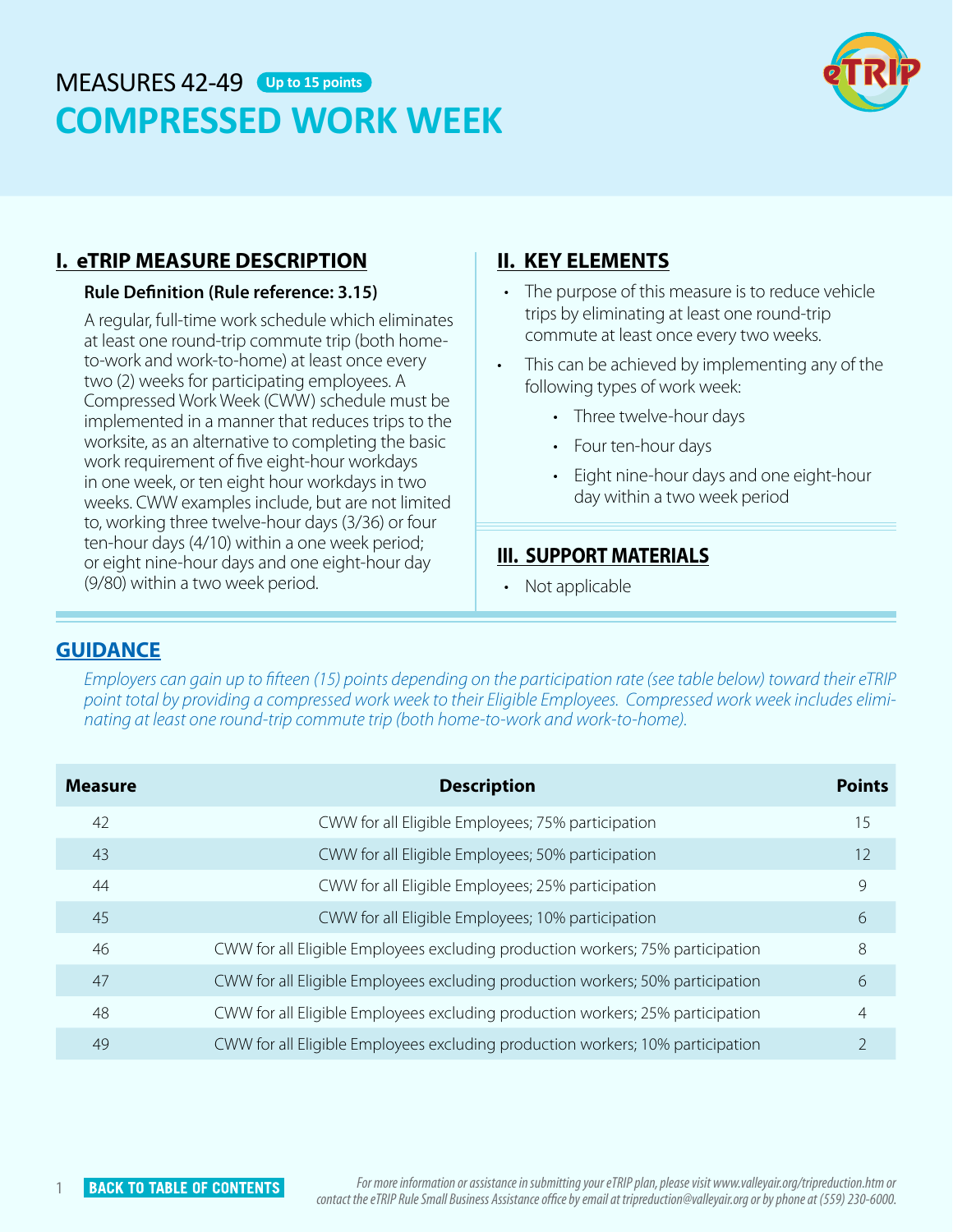# MEASURES 42-49 Up to 15 points

# COMPRESSED WORK WEEK

## I. eTRIP MEASURE DESCRIPTION

**Rule Definition (Rule reference: 3.15)**

A regular, full-time work schedule which eliminates at least one round-trip commute trip (both home-to-work and work-to-home) at least once every two (2) weeks for participating employees. A Compressed Work Week (CWW) schedule must be implemented in a manner that reduces trips to the worksite, as an alternative to completing the basic work requirement of five eight-hour workdays in one week, or ten eight hour workdays in two weeks. CWW examples include, but are not limited to, working three twelve-hour days (3/36) or four ten-hour days (4/10) within a one week period; or eight nine-hour days and one eight-hour day (9/80) within a two week period.

## II. KEY ELEMENTS

- The purpose of this measure is to reduce vehicle trips by eliminating at least one round-trip commute at least once every two weeks.
- This can be achieved by implementing any of the following types of work week:
  - Three twelve-hour days
  - Four ten-hour days
  - Eight nine-hour days and one eight-hour day within a two week period

## III. SUPPORT MATERIALS

- Not applicable

## GUIDANCE

*Employers can gain up to fifteen (15) points depending on the participation rate (see table below) toward their eTRIP point total by providing a compressed work week to their Eligible Employees. Compressed work week includes eliminating at least one round-trip commute trip (both home-to-work and work-to-home).*

| Measure | Description | Points |
|---|---|---|
| 42 | CWW for all Eligible Employees; 75% participation | 15 |
| 43 | CWW for all Eligible Employees; 50% participation | 12 |
| 44 | CWW for all Eligible Employees; 25% participation | 9 |
| 45 | CWW for all Eligible Employees; 10% participation | 6 |
| 46 | CWW for all Eligible Employees excluding production workers; 75% participation | 8 |
| 47 | CWW for all Eligible Employees excluding production workers; 50% participation | 6 |
| 48 | CWW for all Eligible Employees excluding production workers; 25% participation | 4 |
| 49 | CWW for all Eligible Employees excluding production workers; 10% participation | 2 |

BACK TO TABLE OF CONTENTS

*For more information or assistance in submitting your eTRIP plan, please visit www.valleyair.org/tripreduction.htm or contact the eTRIP Rule Small Business Assistance office by email at tripreduction@valleyair.org or by phone at (559) 230-6000.*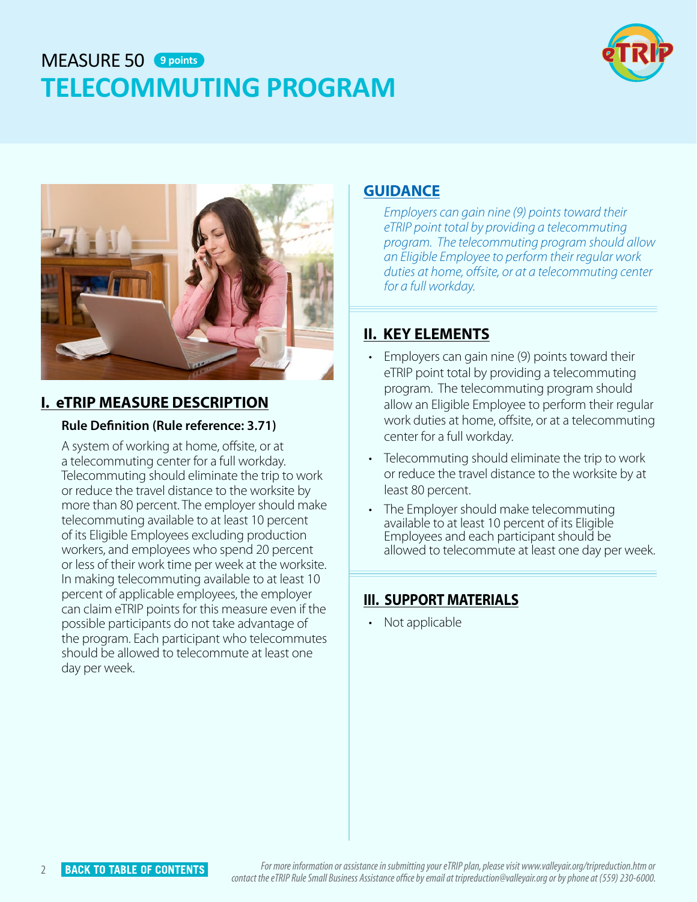# MEASURE 50 9 points

# TELECOMMUTING PROGRAM

## I. eTRIP MEASURE DESCRIPTION

### Rule Definition (Rule reference: 3.71)

A system of working at home, offsite, or at a telecommuting center for a full workday. Telecommuting should eliminate the trip to work or reduce the travel distance to the worksite by more than 80 percent. The employer should make telecommuting available to at least 10 percent of its Eligible Employees excluding production workers, and employees who spend 20 percent or less of their work time per week at the worksite. In making telecommuting available to at least 10 percent of applicable employees, the employer can claim eTRIP points for this measure even if the possible participants do not take advantage of the program. Each participant who telecommutes should be allowed to telecommute at least one day per week.

## GUIDANCE

*Employers can gain nine (9) points toward their eTRIP point total by providing a telecommuting program. The telecommuting program should allow an Eligible Employee to perform their regular work duties at home, offsite, or at a telecommuting center for a full workday.*

## II. KEY ELEMENTS

- Employers can gain nine (9) points toward their eTRIP point total by providing a telecommuting program. The telecommuting program should allow an Eligible Employee to perform their regular work duties at home, offsite, or at a telecommuting center for a full workday.
- Telecommuting should eliminate the trip to work or reduce the travel distance to the worksite by at least 80 percent.
- The Employer should make telecommuting available to at least 10 percent of its Eligible Employees and each participant should be allowed to telecommute at least one day per week.

## III. SUPPORT MATERIALS

- Not applicable

*For more information or assistance in submitting your eTRIP plan, please visit www.valleyair.org/tripreduction.htm or contact the eTRIP Rule Small Business Assistance office by email at tripreduction@valleyair.org or by phone at (559) 230-6000.*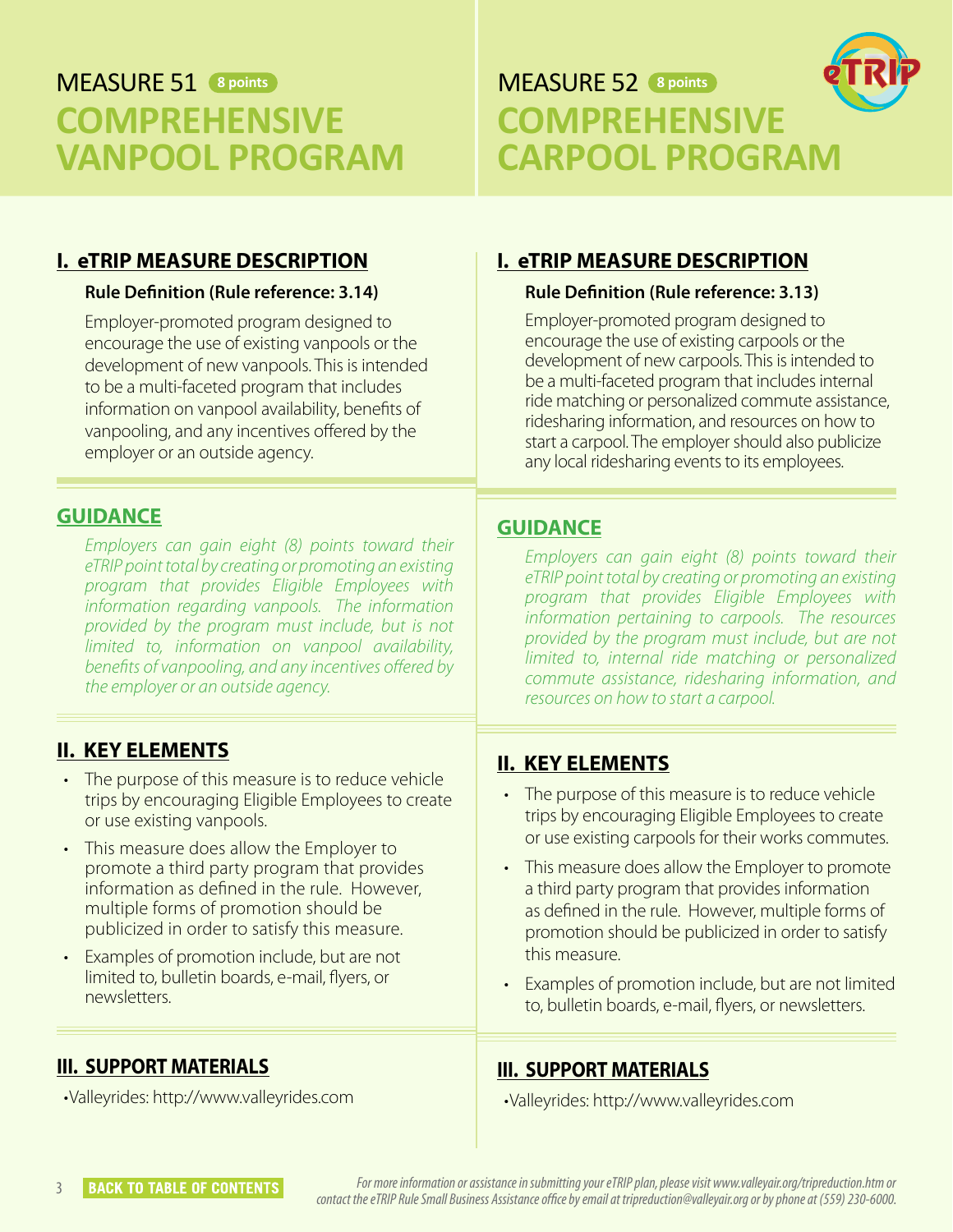# MEASURE 51 8 points

# COMPREHENSIVE VANPOOL PROGRAM

## I. eTRIP MEASURE DESCRIPTION

**Rule Definition (Rule reference: 3.14)**

Employer-promoted program designed to encourage the use of existing vanpools or the development of new vanpools. This is intended to be a multi-faceted program that includes information on vanpool availability, benefits of vanpooling, and any incentives offered by the employer or an outside agency.

## GUIDANCE

*Employers can gain eight (8) points toward their eTRIP point total by creating or promoting an existing program that provides Eligible Employees with information regarding vanpools. The information provided by the program must include, but is not limited to, information on vanpool availability, benefits of vanpooling, and any incentives offered by the employer or an outside agency.*

## II. KEY ELEMENTS

- The purpose of this measure is to reduce vehicle trips by encouraging Eligible Employees to create or use existing vanpools.
- This measure does allow the Employer to promote a third party program that provides information as defined in the rule. However, multiple forms of promotion should be publicized in order to satisfy this measure.
- Examples of promotion include, but are not limited to, bulletin boards, e-mail, flyers, or newsletters.

## III. SUPPORT MATERIALS

- Valleyrides: http://www.valleyrides.com

# MEASURE 52 8 points

# COMPREHENSIVE CARPOOL PROGRAM

## I. eTRIP MEASURE DESCRIPTION

**Rule Definition (Rule reference: 3.13)**

Employer-promoted program designed to encourage the use of existing carpools or the development of new carpools. This is intended to be a multi-faceted program that includes internal ride matching or personalized commute assistance, ridesharing information, and resources on how to start a carpool. The employer should also publicize any local ridesharing events to its employees.

## GUIDANCE

*Employers can gain eight (8) points toward their eTRIP point total by creating or promoting an existing program that provides Eligible Employees with information pertaining to carpools. The resources provided by the program must include, but are not limited to, internal ride matching or personalized commute assistance, ridesharing information, and resources on how to start a carpool.*

## II. KEY ELEMENTS

- The purpose of this measure is to reduce vehicle trips by encouraging Eligible Employees to create or use existing carpools for their works commutes.
- This measure does allow the Employer to promote a third party program that provides information as defined in the rule. However, multiple forms of promotion should be publicized in order to satisfy this measure.
- Examples of promotion include, but are not limited to, bulletin boards, e-mail, flyers, or newsletters.

## III. SUPPORT MATERIALS

- Valleyrides: http://www.valleyrides.com

*For more information or assistance in submitting your eTRIP plan, please visit www.valleyair.org/tripreduction.htm or contact the eTRIP Rule Small Business Assistance office by email at tripreduction@valleyair.org or by phone at (559) 230-6000.*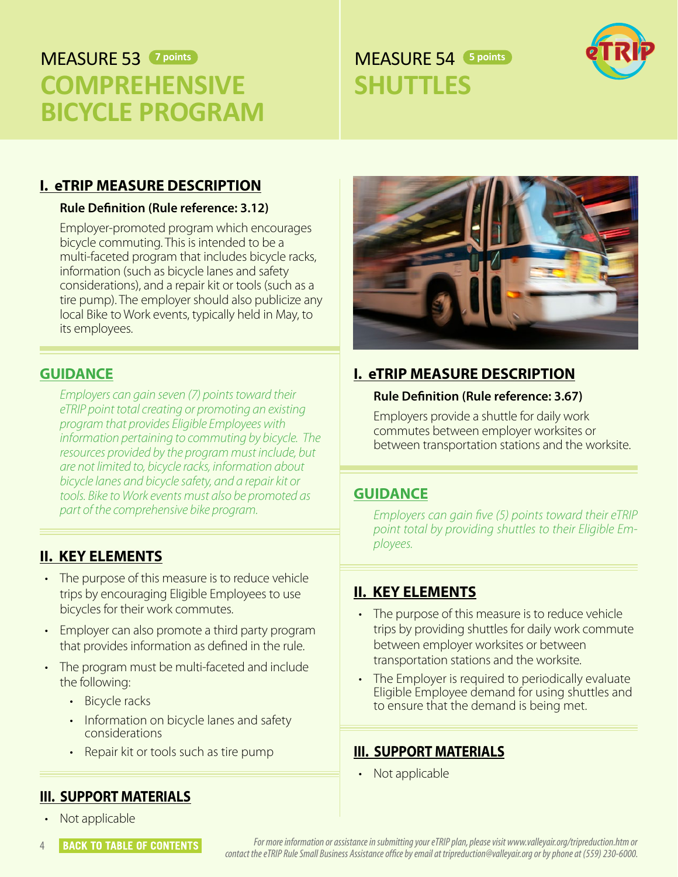# MEASURE 53 7 points
# COMPREHENSIVE BICYCLE PROGRAM

## I. eTRIP MEASURE DESCRIPTION

**Rule Definition (Rule reference: 3.12)**

Employer-promoted program which encourages bicycle commuting. This is intended to be a multi-faceted program that includes bicycle racks, information (such as bicycle lanes and safety considerations), and a repair kit or tools (such as a tire pump). The employer should also publicize any local Bike to Work events, typically held in May, to its employees.

## GUIDANCE

*Employers can gain seven (7) points toward their eTRIP point total creating or promoting an existing program that provides Eligible Employees with information pertaining to commuting by bicycle. The resources provided by the program must include, but are not limited to, bicycle racks, information about bicycle lanes and bicycle safety, and a repair kit or tools. Bike to Work events must also be promoted as part of the comprehensive bike program.*

## II. KEY ELEMENTS

- The purpose of this measure is to reduce vehicle trips by encouraging Eligible Employees to use bicycles for their work commutes.
- Employer can also promote a third party program that provides information as defined in the rule.
- The program must be multi-faceted and include the following:
  - Bicycle racks
  - Information on bicycle lanes and safety considerations
  - Repair kit or tools such as tire pump

## III. SUPPORT MATERIALS

- Not applicable

# MEASURE 54 5 points
# SHUTTLES

## I. eTRIP MEASURE DESCRIPTION

**Rule Definition (Rule reference: 3.67)**

Employers provide a shuttle for daily work commutes between employer worksites or between transportation stations and the worksite.

## GUIDANCE

*Employers can gain five (5) points toward their eTRIP point total by providing shuttles to their Eligible Employees.*

## II. KEY ELEMENTS

- The purpose of this measure is to reduce vehicle trips by providing shuttles for daily work commute between employer worksites or between transportation stations and the worksite.
- The Employer is required to periodically evaluate Eligible Employee demand for using shuttles and to ensure that the demand is being met.

## III. SUPPORT MATERIALS

- Not applicable

*For more information or assistance in submitting your eTRIP plan, please visit www.valleyair.org/tripreduction.htm or contact the eTRIP Rule Small Business Assistance office by email at tripreduction@valleyair.org or by phone at (559) 230-6000.*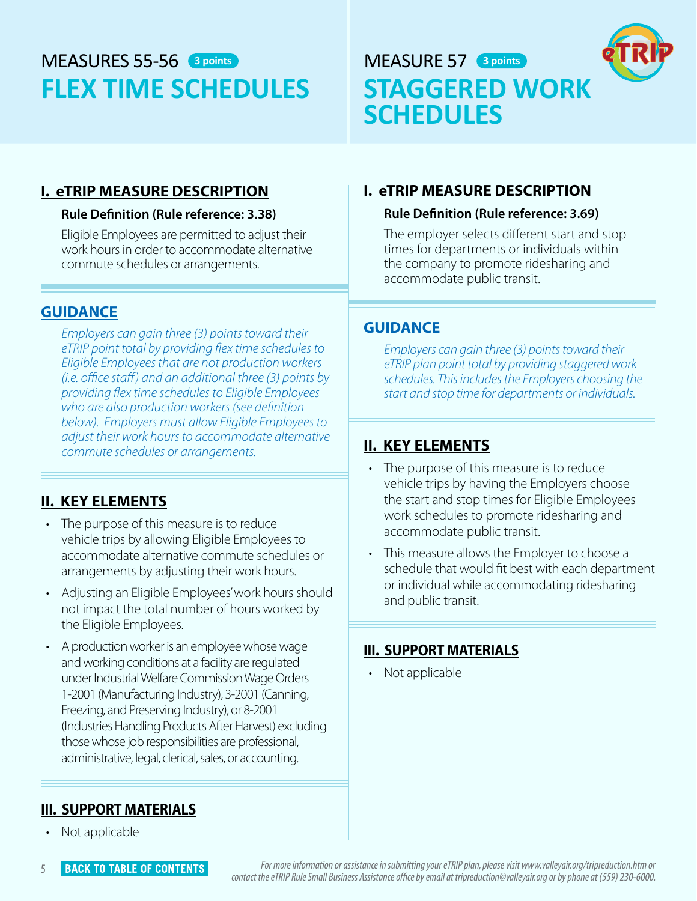# MEASURES 55-56 3 points
# FLEX TIME SCHEDULES

## I. eTRIP MEASURE DESCRIPTION

**Rule Definition (Rule reference: 3.38)**

Eligible Employees are permitted to adjust their work hours in order to accommodate alternative commute schedules or arrangements.

## GUIDANCE

*Employers can gain three (3) points toward their eTRIP point total by providing flex time schedules to Eligible Employees that are not production workers (i.e. office staff) and an additional three (3) points by providing flex time schedules to Eligible Employees who are also production workers (see definition below). Employers must allow Eligible Employees to adjust their work hours to accommodate alternative commute schedules or arrangements.*

## II. KEY ELEMENTS

- The purpose of this measure is to reduce vehicle trips by allowing Eligible Employees to accommodate alternative commute schedules or arrangements by adjusting their work hours.
- Adjusting an Eligible Employees' work hours should not impact the total number of hours worked by the Eligible Employees.
- A production worker is an employee whose wage and working conditions at a facility are regulated under Industrial Welfare Commission Wage Orders 1-2001 (Manufacturing Industry), 3-2001 (Canning, Freezing, and Preserving Industry), or 8-2001 (Industries Handling Products After Harvest) excluding those whose job responsibilities are professional, administrative, legal, clerical, sales, or accounting.

## III. SUPPORT MATERIALS

- Not applicable

# MEASURE 57 3 points
# STAGGERED WORK SCHEDULES

## I. eTRIP MEASURE DESCRIPTION

**Rule Definition (Rule reference: 3.69)**

The employer selects different start and stop times for departments or individuals within the company to promote ridesharing and accommodate public transit.

## GUIDANCE

*Employers can gain three (3) points toward their eTRIP plan point total by providing staggered work schedules. This includes the Employers choosing the start and stop time for departments or individuals.*

## II. KEY ELEMENTS

- The purpose of this measure is to reduce vehicle trips by having the Employers choose the start and stop times for Eligible Employees work schedules to promote ridesharing and accommodate public transit.
- This measure allows the Employer to choose a schedule that would fit best with each department or individual while accommodating ridesharing and public transit.

## III. SUPPORT MATERIALS

- Not applicable

BACK TO TABLE OF CONTENTS

*For more information or assistance in submitting your eTRIP plan, please visit www.valleyair.org/tripreduction.htm or contact the eTRIP Rule Small Business Assistance office by email at tripreduction@valleyair.org or by phone at (559) 230-6000.*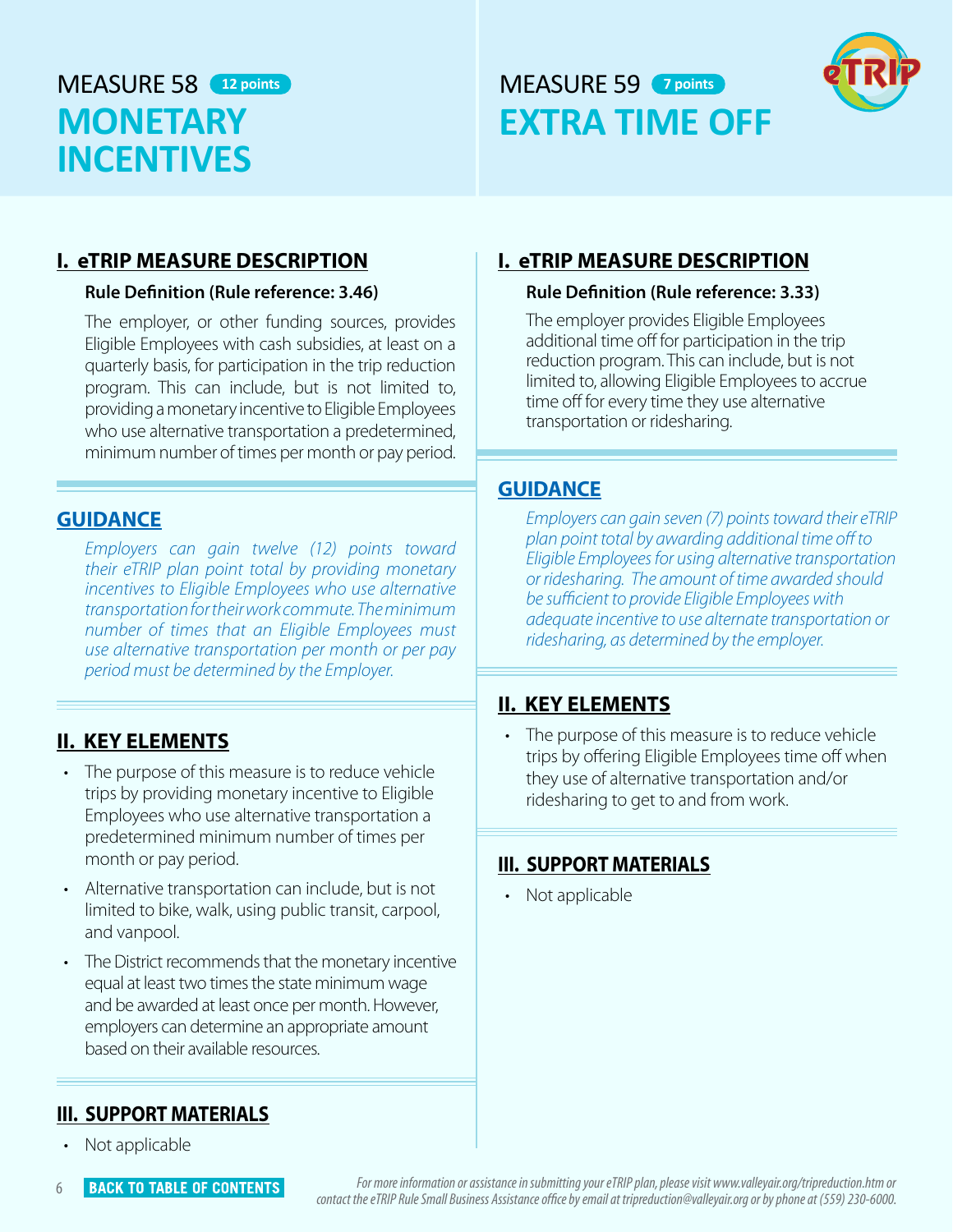# MEASURE 58 **12 points**
# MONETARY INCENTIVES

## I. eTRIP MEASURE DESCRIPTION

**Rule Definition (Rule reference: 3.46)**

The employer, or other funding sources, provides Eligible Employees with cash subsidies, at least on a quarterly basis, for participation in the trip reduction program. This can include, but is not limited to, providing a monetary incentive to Eligible Employees who use alternative transportation a predetermined, minimum number of times per month or pay period.

## GUIDANCE

*Employers can gain twelve (12) points toward their eTRIP plan point total by providing monetary incentives to Eligible Employees who use alternative transportation for their work commute. The minimum number of times that an Eligible Employees must use alternative transportation per month or per pay period must be determined by the Employer.*

## II. KEY ELEMENTS

- The purpose of this measure is to reduce vehicle trips by providing monetary incentive to Eligible Employees who use alternative transportation a predetermined minimum number of times per month or pay period.
- Alternative transportation can include, but is not limited to bike, walk, using public transit, carpool, and vanpool.
- The District recommends that the monetary incentive equal at least two times the state minimum wage and be awarded at least once per month. However, employers can determine an appropriate amount based on their available resources.

## III. SUPPORT MATERIALS

- Not applicable

# MEASURE 59 **7 points**
# EXTRA TIME OFF

## I. eTRIP MEASURE DESCRIPTION

**Rule Definition (Rule reference: 3.33)**

The employer provides Eligible Employees additional time off for participation in the trip reduction program. This can include, but is not limited to, allowing Eligible Employees to accrue time off for every time they use alternative transportation or ridesharing.

## GUIDANCE

*Employers can gain seven (7) points toward their eTRIP plan point total by awarding additional time off to Eligible Employees for using alternative transportation or ridesharing. The amount of time awarded should be sufficient to provide Eligible Employees with adequate incentive to use alternate transportation or ridesharing, as determined by the employer.*

## II. KEY ELEMENTS

- The purpose of this measure is to reduce vehicle trips by offering Eligible Employees time off when they use of alternative transportation and/or ridesharing to get to and from work.

## III. SUPPORT MATERIALS

- Not applicable

BACK TO TABLE OF CONTENTS

*For more information or assistance in submitting your eTRIP plan, please visit www.valleyair.org/tripreduction.htm or contact the eTRIP Rule Small Business Assistance office by email at tripreduction@valleyair.org or by phone at (559) 230-6000.*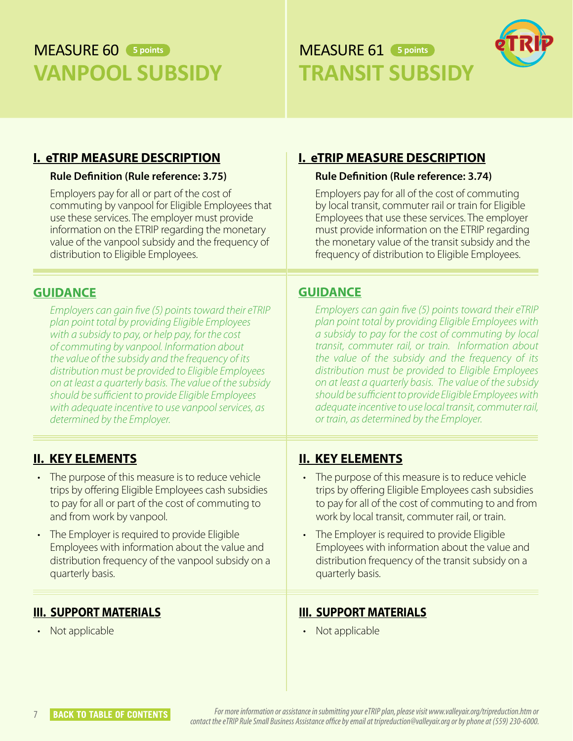# MEASURE 60 5 points
# VANPOOL SUBSIDY

## I. eTRIP MEASURE DESCRIPTION

**Rule Definition (Rule reference: 3.75)**

Employers pay for all or part of the cost of commuting by vanpool for Eligible Employees that use these services. The employer must provide information on the ETRIP regarding the monetary value of the vanpool subsidy and the frequency of distribution to Eligible Employees.

## GUIDANCE

*Employers can gain five (5) points toward their eTRIP plan point total by providing Eligible Employees with a subsidy to pay, or help pay, for the cost of commuting by vanpool. Information about the value of the subsidy and the frequency of its distribution must be provided to Eligible Employees on at least a quarterly basis. The value of the subsidy should be sufficient to provide Eligible Employees with adequate incentive to use vanpool services, as determined by the Employer.*

## II. KEY ELEMENTS

- The purpose of this measure is to reduce vehicle trips by offering Eligible Employees cash subsidies to pay for all or part of the cost of commuting to and from work by vanpool.
- The Employer is required to provide Eligible Employees with information about the value and distribution frequency of the vanpool subsidy on a quarterly basis.

## III. SUPPORT MATERIALS

- Not applicable

# MEASURE 61 5 points
# TRANSIT SUBSIDY

## I. eTRIP MEASURE DESCRIPTION

**Rule Definition (Rule reference: 3.74)**

Employers pay for all of the cost of commuting by local transit, commuter rail or train for Eligible Employees that use these services. The employer must provide information on the ETRIP regarding the monetary value of the transit subsidy and the frequency of distribution to Eligible Employees.

## GUIDANCE

*Employers can gain five (5) points toward their eTRIP plan point total by providing Eligible Employees with a subsidy to pay for the cost of commuting by local transit, commuter rail, or train. Information about the value of the subsidy and the frequency of its distribution must be provided to Eligible Employees on at least a quarterly basis. The value of the subsidy should be sufficient to provide Eligible Employees with adequate incentive to use local transit, commuter rail, or train, as determined by the Employer.*

## II. KEY ELEMENTS

- The purpose of this measure is to reduce vehicle trips by offering Eligible Employees cash subsidies to pay for all of the cost of commuting to and from work by local transit, commuter rail, or train.
- The Employer is required to provide Eligible Employees with information about the value and distribution frequency of the transit subsidy on a quarterly basis.

## III. SUPPORT MATERIALS

- Not applicable

**BACK TO TABLE OF CONTENTS**

*For more information or assistance in submitting your eTRIP plan, please visit www.valleyair.org/tripreduction.htm or contact the eTRIP Rule Small Business Assistance office by email at tripreduction@valleyair.org or by phone at (559) 230-6000.*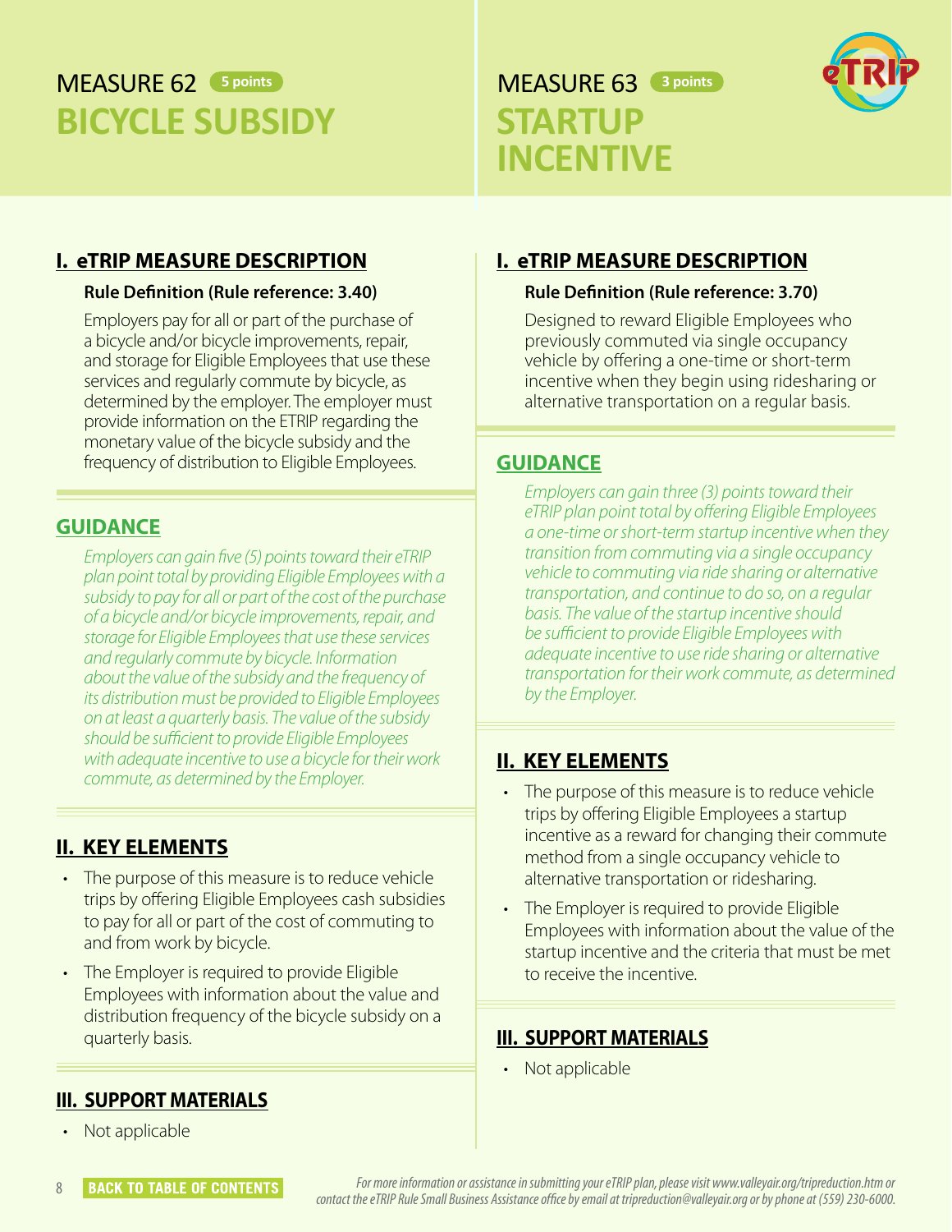# MEASURE 62 5 points
# BICYCLE SUBSIDY

## I. eTRIP MEASURE DESCRIPTION

**Rule Definition (Rule reference: 3.40)**

Employers pay for all or part of the purchase of a bicycle and/or bicycle improvements, repair, and storage for Eligible Employees that use these services and regularly commute by bicycle, as determined by the employer. The employer must provide information on the ETRIP regarding the monetary value of the bicycle subsidy and the frequency of distribution to Eligible Employees.

## GUIDANCE

*Employers can gain five (5) points toward their eTRIP plan point total by providing Eligible Employees with a subsidy to pay for all or part of the cost of the purchase of a bicycle and/or bicycle improvements, repair, and storage for Eligible Employees that use these services and regularly commute by bicycle. Information about the value of the subsidy and the frequency of its distribution must be provided to Eligible Employees on at least a quarterly basis. The value of the subsidy should be sufficient to provide Eligible Employees with adequate incentive to use a bicycle for their work commute, as determined by the Employer.*

## II. KEY ELEMENTS

- The purpose of this measure is to reduce vehicle trips by offering Eligible Employees cash subsidies to pay for all or part of the cost of commuting to and from work by bicycle.
- The Employer is required to provide Eligible Employees with information about the value and distribution frequency of the bicycle subsidy on a quarterly basis.

## III. SUPPORT MATERIALS

- Not applicable

# MEASURE 63 3 points
# STARTUP INCENTIVE

## I. eTRIP MEASURE DESCRIPTION

**Rule Definition (Rule reference: 3.70)**

Designed to reward Eligible Employees who previously commuted via single occupancy vehicle by offering a one-time or short-term incentive when they begin using ridesharing or alternative transportation on a regular basis.

## GUIDANCE

*Employers can gain three (3) points toward their eTRIP plan point total by offering Eligible Employees a one-time or short-term startup incentive when they transition from commuting via a single occupancy vehicle to commuting via ride sharing or alternative transportation, and continue to do so, on a regular basis. The value of the startup incentive should be sufficient to provide Eligible Employees with adequate incentive to use ride sharing or alternative transportation for their work commute, as determined by the Employer.*

## II. KEY ELEMENTS

- The purpose of this measure is to reduce vehicle trips by offering Eligible Employees a startup incentive as a reward for changing their commute method from a single occupancy vehicle to alternative transportation or ridesharing.
- The Employer is required to provide Eligible Employees with information about the value of the startup incentive and the criteria that must be met to receive the incentive.

## III. SUPPORT MATERIALS

- Not applicable

BACK TO TABLE OF CONTENTS

*For more information or assistance in submitting your eTRIP plan, please visit www.valleyair.org/tripreduction.htm or contact the eTRIP Rule Small Business Assistance office by email at tripreduction@valleyair.org or by phone at (559) 230-6000.*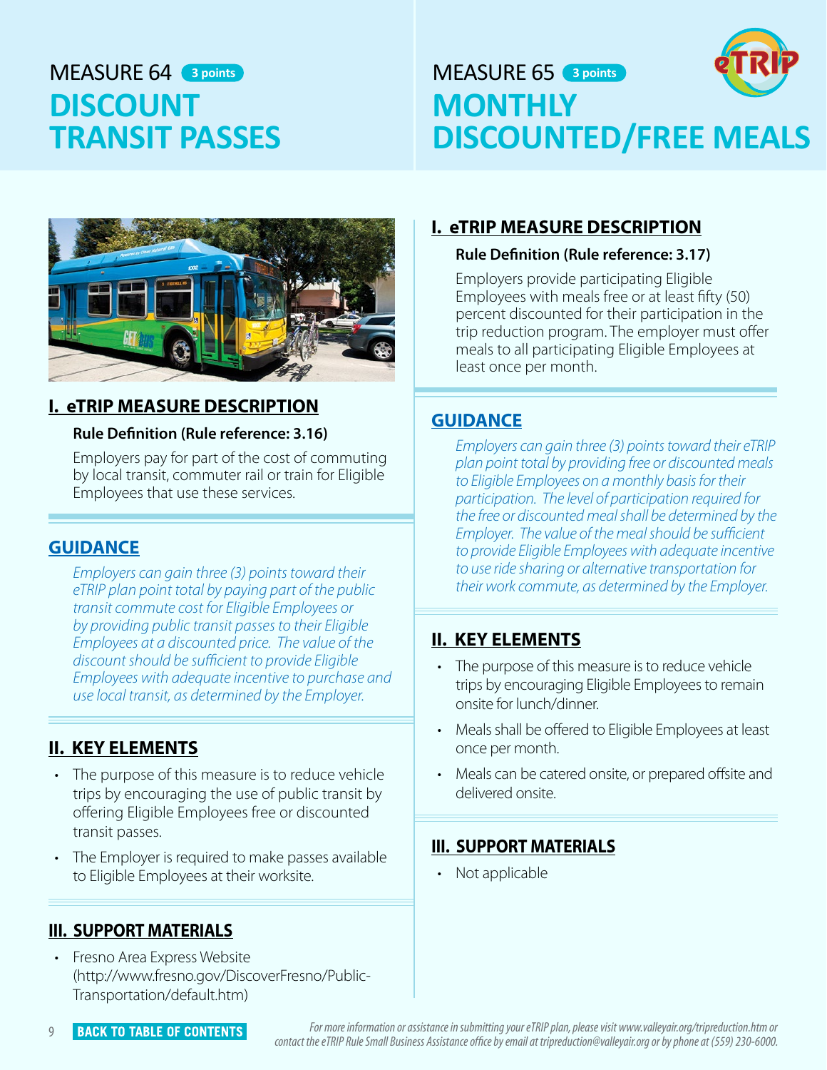# MEASURE 64 3 points
## DISCOUNT TRANSIT PASSES

### I. eTRIP MEASURE DESCRIPTION

**Rule Definition (Rule reference: 3.16)**

Employers pay for part of the cost of commuting by local transit, commuter rail or train for Eligible Employees that use these services.

### GUIDANCE

*Employers can gain three (3) points toward their eTRIP plan point total by paying part of the public transit commute cost for Eligible Employees or by providing public transit passes to their Eligible Employees at a discounted price. The value of the discount should be sufficient to provide Eligible Employees with adequate incentive to purchase and use local transit, as determined by the Employer.*

### II. KEY ELEMENTS

- The purpose of this measure is to reduce vehicle trips by encouraging the use of public transit by offering Eligible Employees free or discounted transit passes.
- The Employer is required to make passes available to Eligible Employees at their worksite.

### III. SUPPORT MATERIALS

- Fresno Area Express Website (http://www.fresno.gov/DiscoverFresno/Public-Transportation/default.htm)

# MEASURE 65 3 points
## MONTHLY DISCOUNTED/FREE MEALS

### I. eTRIP MEASURE DESCRIPTION

**Rule Definition (Rule reference: 3.17)**

Employers provide participating Eligible Employees with meals free or at least fifty (50) percent discounted for their participation in the trip reduction program. The employer must offer meals to all participating Eligible Employees at least once per month.

### GUIDANCE

*Employers can gain three (3) points toward their eTRIP plan point total by providing free or discounted meals to Eligible Employees on a monthly basis for their participation. The level of participation required for the free or discounted meal shall be determined by the Employer. The value of the meal should be sufficient to provide Eligible Employees with adequate incentive to use ride sharing or alternative transportation for their work commute, as determined by the Employer.*

### II. KEY ELEMENTS

- The purpose of this measure is to reduce vehicle trips by encouraging Eligible Employees to remain onsite for lunch/dinner.
- Meals shall be offered to Eligible Employees at least once per month.
- Meals can be catered onsite, or prepared offsite and delivered onsite.

### III. SUPPORT MATERIALS

- Not applicable

**BACK TO TABLE OF CONTENTS**

*For more information or assistance in submitting your eTRIP plan, please visit www.valleyair.org/tripreduction.htm or contact the eTRIP Rule Small Business Assistance office by email at tripreduction@valleyair.org or by phone at (559) 230-6000.*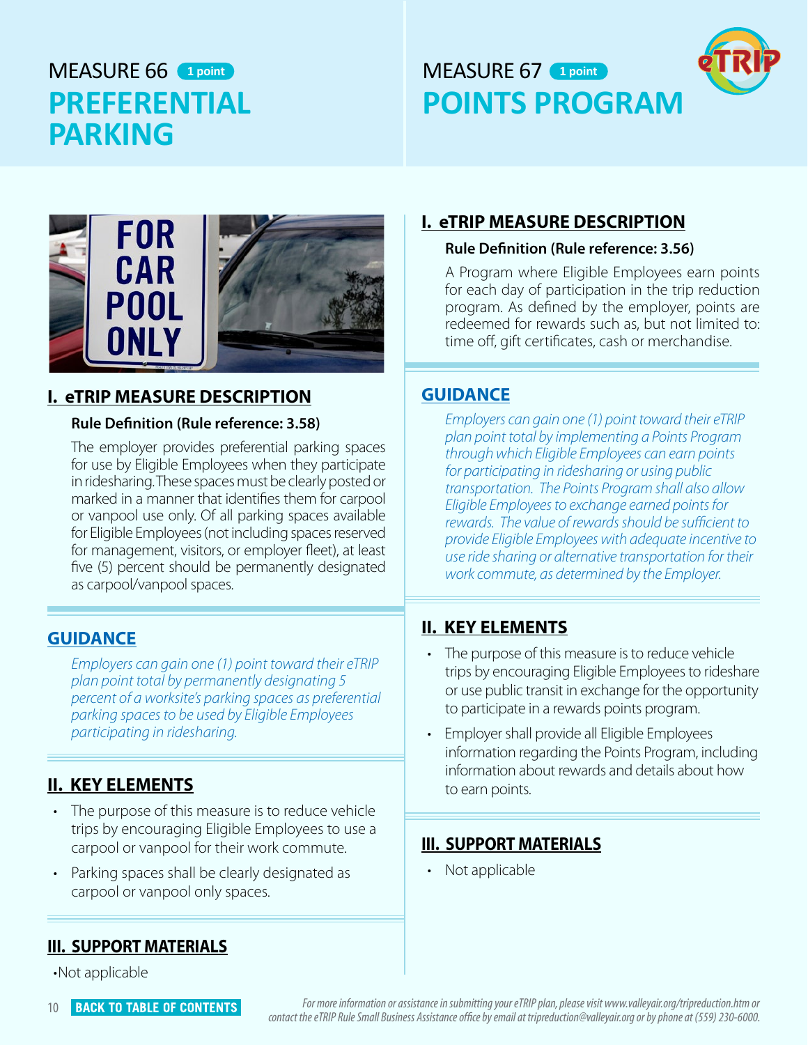# MEASURE 66 1 point
# PREFERENTIAL PARKING

## I. eTRIP MEASURE DESCRIPTION

**Rule Definition (Rule reference: 3.58)**

The employer provides preferential parking spaces for use by Eligible Employees when they participate in ridesharing. These spaces must be clearly posted or marked in a manner that identifies them for carpool or vanpool use only. Of all parking spaces available for Eligible Employees (not including spaces reserved for management, visitors, or employer fleet), at least five (5) percent should be permanently designated as carpool/vanpool spaces.

## GUIDANCE

*Employers can gain one (1) point toward their eTRIP plan point total by permanently designating 5 percent of a worksite's parking spaces as preferential parking spaces to be used by Eligible Employees participating in ridesharing.*

## II. KEY ELEMENTS

- The purpose of this measure is to reduce vehicle trips by encouraging Eligible Employees to use a carpool or vanpool for their work commute.
- Parking spaces shall be clearly designated as carpool or vanpool only spaces.

## III. SUPPORT MATERIALS

- Not applicable

# MEASURE 67 1 point
# POINTS PROGRAM

## I. eTRIP MEASURE DESCRIPTION

**Rule Definition (Rule reference: 3.56)**

A Program where Eligible Employees earn points for each day of participation in the trip reduction program. As defined by the employer, points are redeemed for rewards such as, but not limited to: time off, gift certificates, cash or merchandise.

## GUIDANCE

*Employers can gain one (1) point toward their eTRIP plan point total by implementing a Points Program through which Eligible Employees can earn points for participating in ridesharing or using public transportation. The Points Program shall also allow Eligible Employees to exchange earned points for rewards. The value of rewards should be sufficient to provide Eligible Employees with adequate incentive to use ride sharing or alternative transportation for their work commute, as determined by the Employer.*

## II. KEY ELEMENTS

- The purpose of this measure is to reduce vehicle trips by encouraging Eligible Employees to rideshare or use public transit in exchange for the opportunity to participate in a rewards points program.
- Employer shall provide all Eligible Employees information regarding the Points Program, including information about rewards and details about how to earn points.

## III. SUPPORT MATERIALS

- Not applicable

BACK TO TABLE OF CONTENTS

*For more information or assistance in submitting your eTRIP plan, please visit www.valleyair.org/tripreduction.htm or contact the eTRIP Rule Small Business Assistance office by email at tripreduction@valleyair.org or by phone at (559) 230-6000.*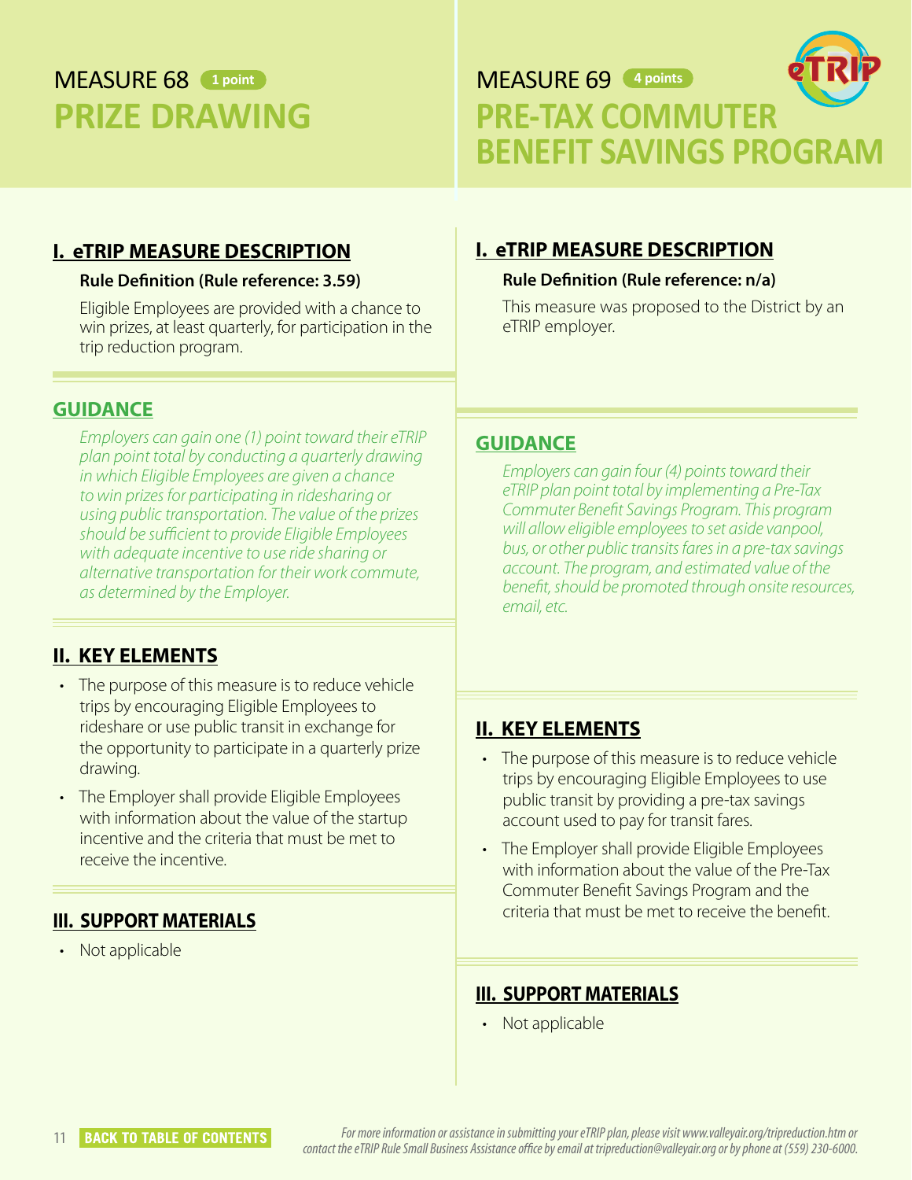# MEASURE 68 **1 point**

## PRIZE DRAWING

### I. eTRIP MEASURE DESCRIPTION

**Rule Definition (Rule reference: 3.59)**

Eligible Employees are provided with a chance to win prizes, at least quarterly, for participation in the trip reduction program.

### GUIDANCE

*Employers can gain one (1) point toward their eTRIP plan point total by conducting a quarterly drawing in which Eligible Employees are given a chance to win prizes for participating in ridesharing or using public transportation. The value of the prizes should be sufficient to provide Eligible Employees with adequate incentive to use ride sharing or alternative transportation for their work commute, as determined by the Employer.*

### II. KEY ELEMENTS

- The purpose of this measure is to reduce vehicle trips by encouraging Eligible Employees to rideshare or use public transit in exchange for the opportunity to participate in a quarterly prize drawing.
- The Employer shall provide Eligible Employees with information about the value of the startup incentive and the criteria that must be met to receive the incentive.

### III. SUPPORT MATERIALS

- Not applicable

# MEASURE 69 **4 points**

## PRE-TAX COMMUTER BENEFIT SAVINGS PROGRAM

### I. eTRIP MEASURE DESCRIPTION

**Rule Definition (Rule reference: n/a)**

This measure was proposed to the District by an eTRIP employer.

### GUIDANCE

*Employers can gain four (4) points toward their eTRIP plan point total by implementing a Pre-Tax Commuter Benefit Savings Program. This program will allow eligible employees to set aside vanpool, bus, or other public transits fares in a pre-tax savings account. The program, and estimated value of the benefit, should be promoted through onsite resources, email, etc.*

### II. KEY ELEMENTS

- The purpose of this measure is to reduce vehicle trips by encouraging Eligible Employees to use public transit by providing a pre-tax savings account used to pay for transit fares.
- The Employer shall provide Eligible Employees with information about the value of the Pre-Tax Commuter Benefit Savings Program and the criteria that must be met to receive the benefit.

### III. SUPPORT MATERIALS

- Not applicable

BACK TO TABLE OF CONTENTS

*For more information or assistance in submitting your eTRIP plan, please visit www.valleyair.org/tripreduction.htm or contact the eTRIP Rule Small Business Assistance office by email at tripreduction@valleyair.org or by phone at (559) 230-6000.*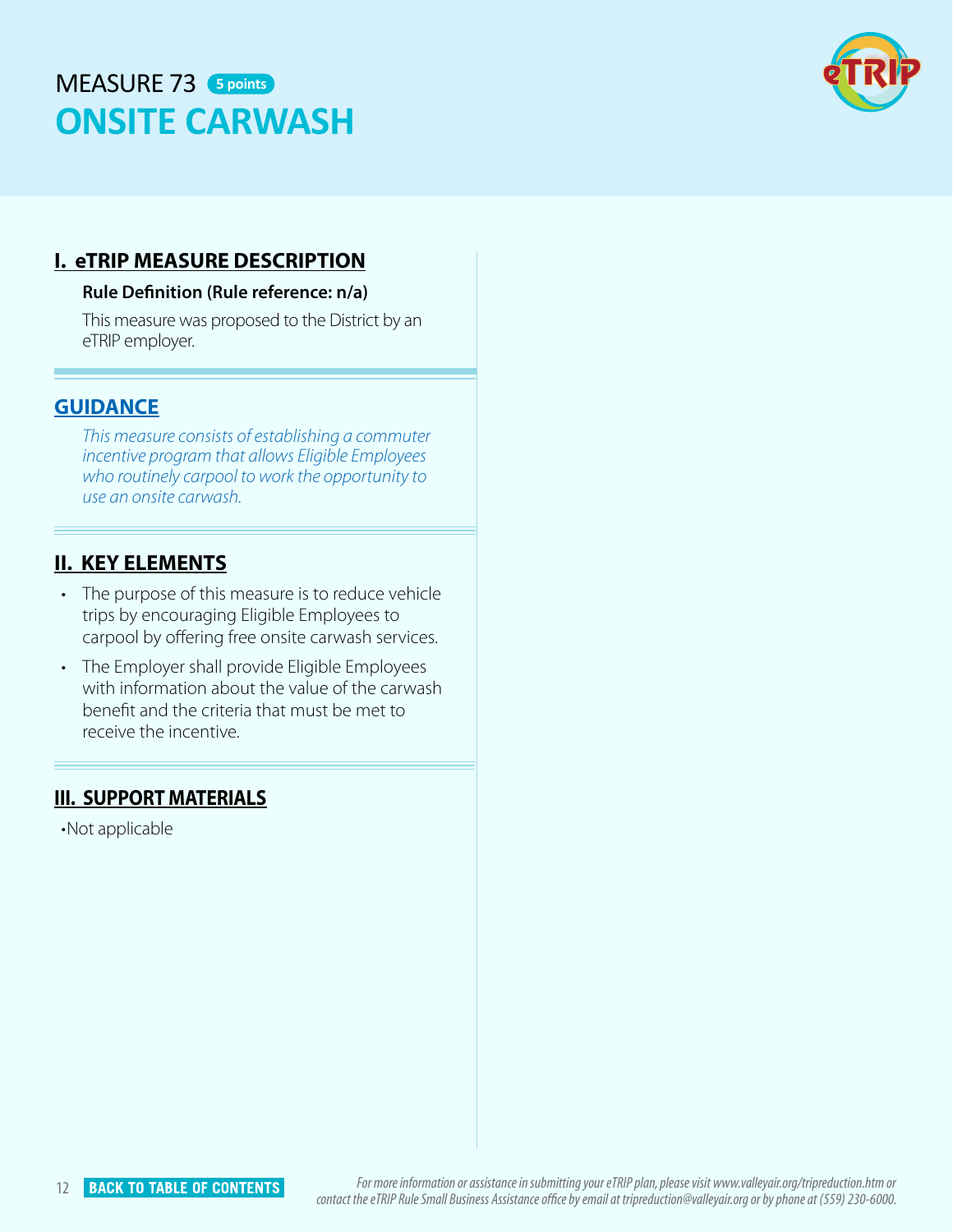# MEASURE 73 5 points

# ONSITE CARWASH

## I. eTRIP MEASURE DESCRIPTION

**Rule Definition (Rule reference: n/a)**

This measure was proposed to the District by an eTRIP employer.

## GUIDANCE

*This measure consists of establishing a commuter incentive program that allows Eligible Employees who routinely carpool to work the opportunity to use an onsite carwash.*

## II. KEY ELEMENTS

- The purpose of this measure is to reduce vehicle trips by encouraging Eligible Employees to carpool by offering free onsite carwash services.
- The Employer shall provide Eligible Employees with information about the value of the carwash benefit and the criteria that must be met to receive the incentive.

## III. SUPPORT MATERIALS

- Not applicable

BACK TO TABLE OF CONTENTS

*For more information or assistance in submitting your eTRIP plan, please visit www.valleyair.org/tripreduction.htm or contact the eTRIP Rule Small Business Assistance office by email at tripreduction@valleyair.org or by phone at (559) 230-6000.*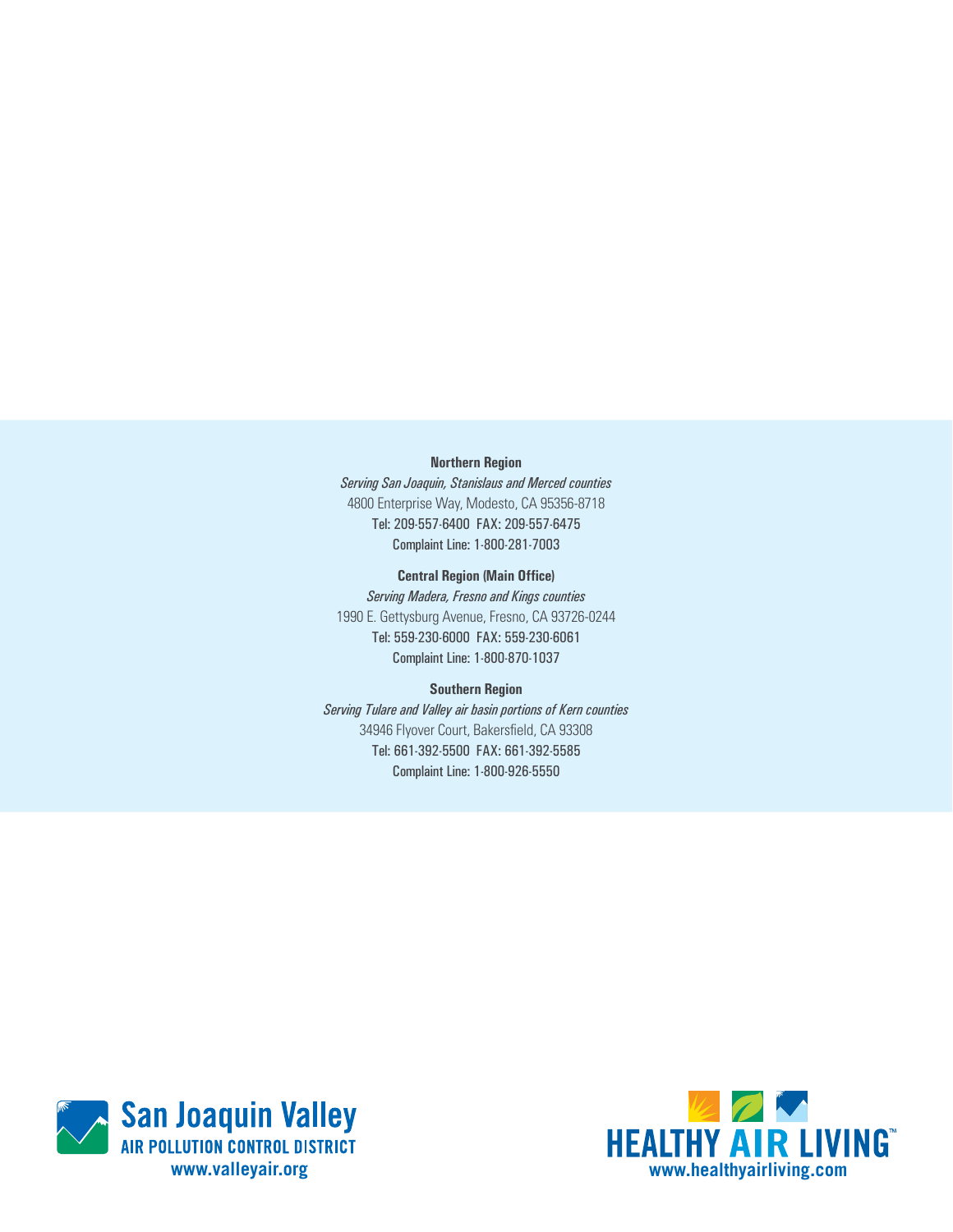**Northern Region**

*Serving San Joaquin, Stanislaus and Merced counties*

4800 Enterprise Way, Modesto, CA 95356-8718

Tel: 209-557-6400 FAX: 209-557-6475

Complaint Line: 1-800-281-7003

**Central Region (Main Office)**

*Serving Madera, Fresno and Kings counties*

1990 E. Gettysburg Avenue, Fresno, CA 93726-0244

Tel: 559-230-6000 FAX: 559-230-6061

Complaint Line: 1-800-870-1037

**Southern Region**

*Serving Tulare and Valley air basin portions of Kern counties*

34946 Flyover Court, Bakersfield, CA 93308

Tel: 661-392-5500 FAX: 661-392-5585

Complaint Line: 1-800-926-5550

San Joaquin Valley
AIR POLLUTION CONTROL DISTRICT
www.valleyair.org

HEALTHY AIR LIVING™
www.healthyairliving.com